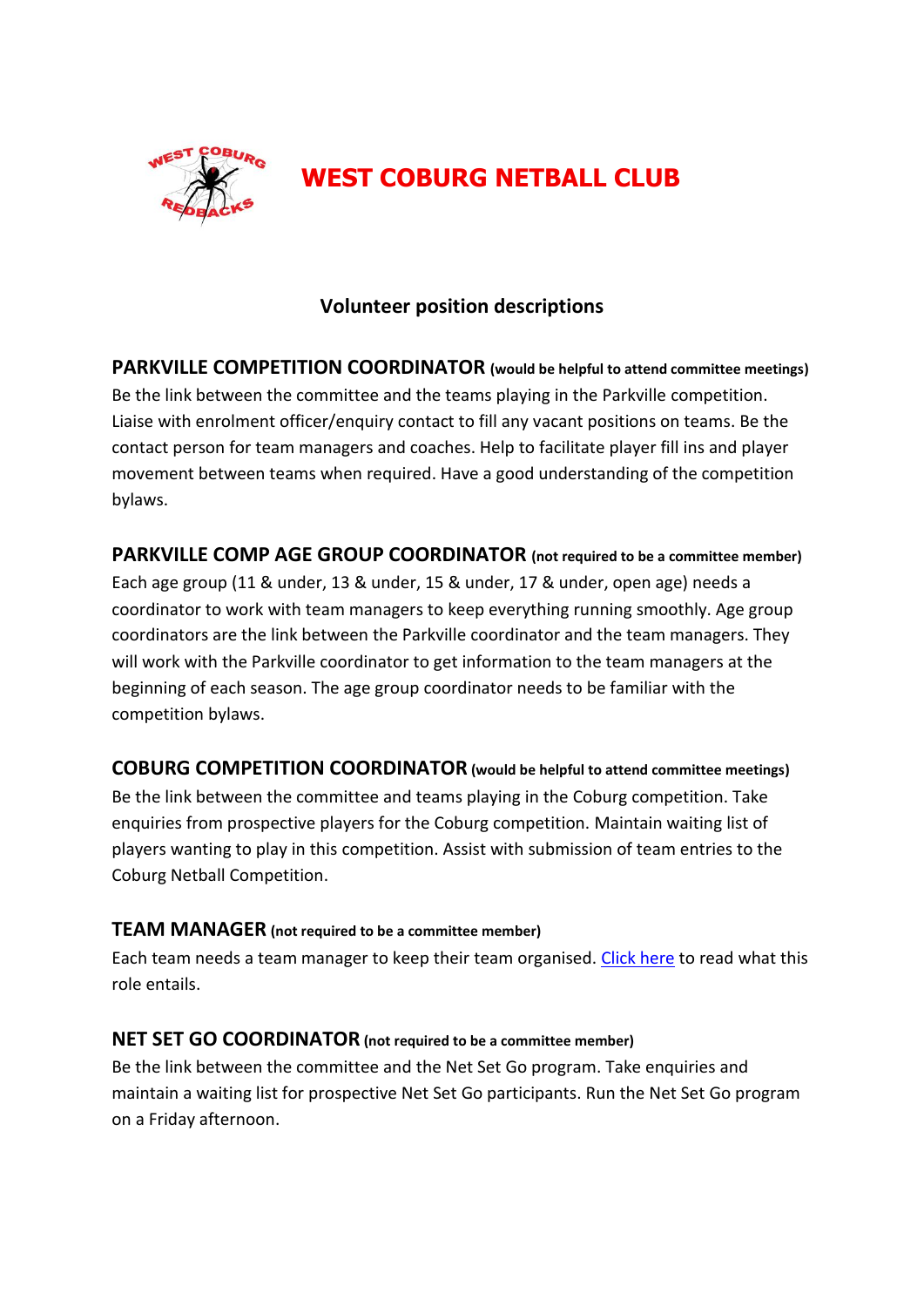# WEST COBURG NETBALL CLUB

## Volunteer position descriptions

### PARKVILLE COMPETITION COORDINATOR (would be helpful to attend committee meetings)

Be the link between the committee and the teams playing in the Parkville competition. Liaise with enrolment officer/enquiry contact to fill any vacant positions on teams. Be the contact person for team managers and coaches. Help to facilitate player fill ins and player movement between teams when required. Have a good understanding of the competition bylaws.

### PARKVILLE COMP AGE GROUP COORDINATOR (not required to be a committee member)

Each age group (11 & under, 13 & under, 15 & under, 17 & under, open age) needs a coordinator to work with team managers to keep everything running smoothly. Age group coordinators are the link between the Parkville coordinator and the team managers. They will work with the Parkville coordinator to get information to the team managers at the beginning of each season. The age group coordinator needs to be familiar with the competition bylaws.

### COBURG COMPETITION COORDINATOR (would be helpful to attend committee meetings)

Be the link between the committee and teams playing in the Coburg competition. Take enquiries from prospective players for the Coburg competition. Maintain waiting list of players wanting to play in this competition. Assist with submission of team entries to the Coburg Netball Competition.

### TEAM MANAGER (not required to be a committee member)

Each team needs a team manager to keep their team organised. Click here to read what this role entails.

### NET SET GO COORDINATOR (not required to be a committee member)

Be the link between the committee and the Net Set Go program. Take enquiries and maintain a waiting list for prospective Net Set Go participants. Run the Net Set Go program on a Friday afternoon.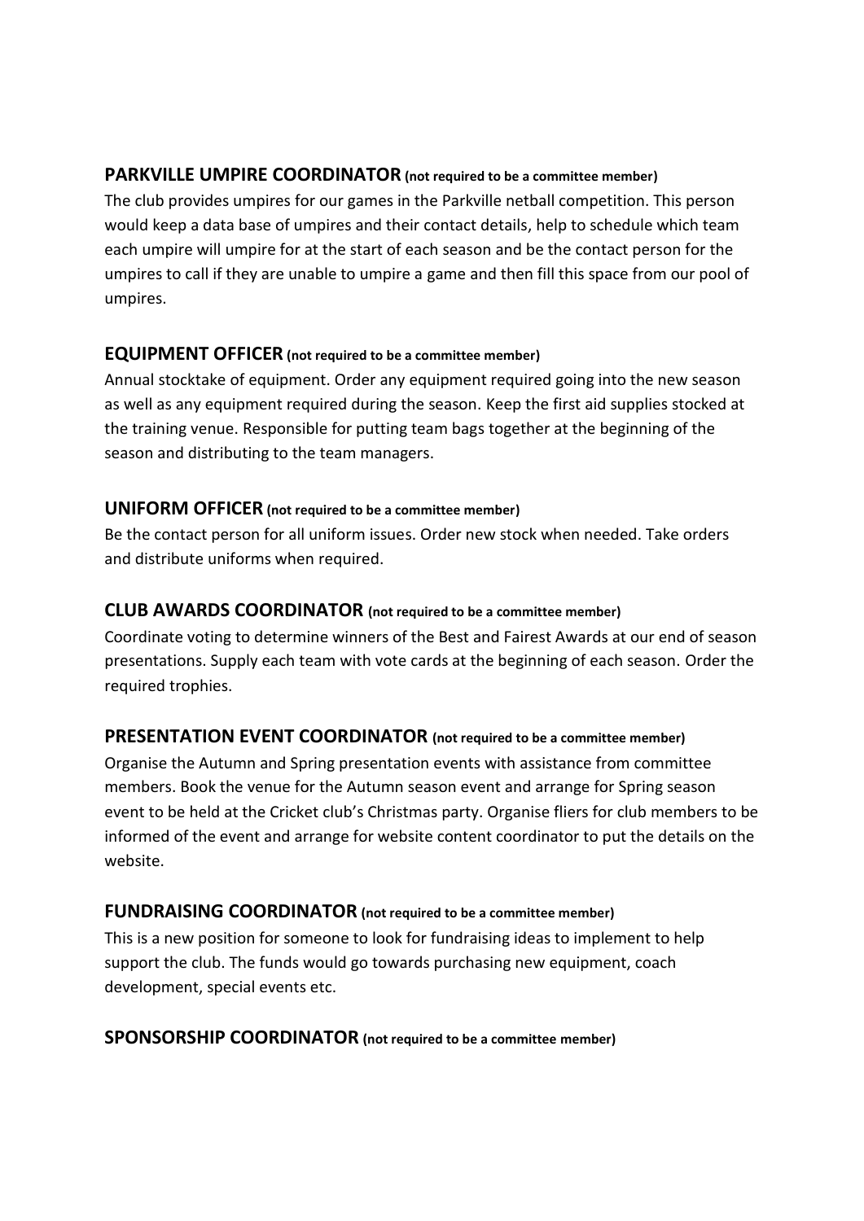### **PARKVILLE UMPIRE COORDINATOR (not required to be a committee member)**

The club provides umpires for our games in the Parkville netball competition. This person would keep a data base of umpires and their contact details, help to schedule which team each umpire will umpire for at the start of each season and be the contact person for the umpires to call if they are unable to umpire a game and then fill this space from our pool of umpires.

### **EQUIPMENT OFFICER (not required to be a committee member)**

Annual stocktake of equipment. Order any equipment required going into the new season as well as any equipment required during the season. Keep the first aid supplies stocked at the training venue. Responsible for putting team bags together at the beginning of the season and distributing to the team managers.

### **UNIFORM OFFICER (not required to be a committee member)**

Be the contact person for all uniform issues. Order new stock when needed. Take orders and distribute uniforms when required.

### **CLUB AWARDS COORDINATOR (not required to be a committee member)**

Coordinate voting to determine winners of the Best and Fairest Awards at our end of season presentations. Supply each team with vote cards at the beginning of each season. Order the required trophies.

### **PRESENTATION EVENT COORDINATOR (not required to be a committee member)**

Organise the Autumn and Spring presentation events with assistance from committee members. Book the venue for the Autumn season event and arrange for Spring season event to be held at the Cricket club's Christmas party. Organise fliers for club members to be informed of the event and arrange for website content coordinator to put the details on the website.

### **FUNDRAISING COORDINATOR (not required to be a committee member)**

This is a new position for someone to look for fundraising ideas to implement to help support the club. The funds would go towards purchasing new equipment, coach development, special events etc.

### **SPONSORSHIP COORDINATOR (not required to be a committee member)**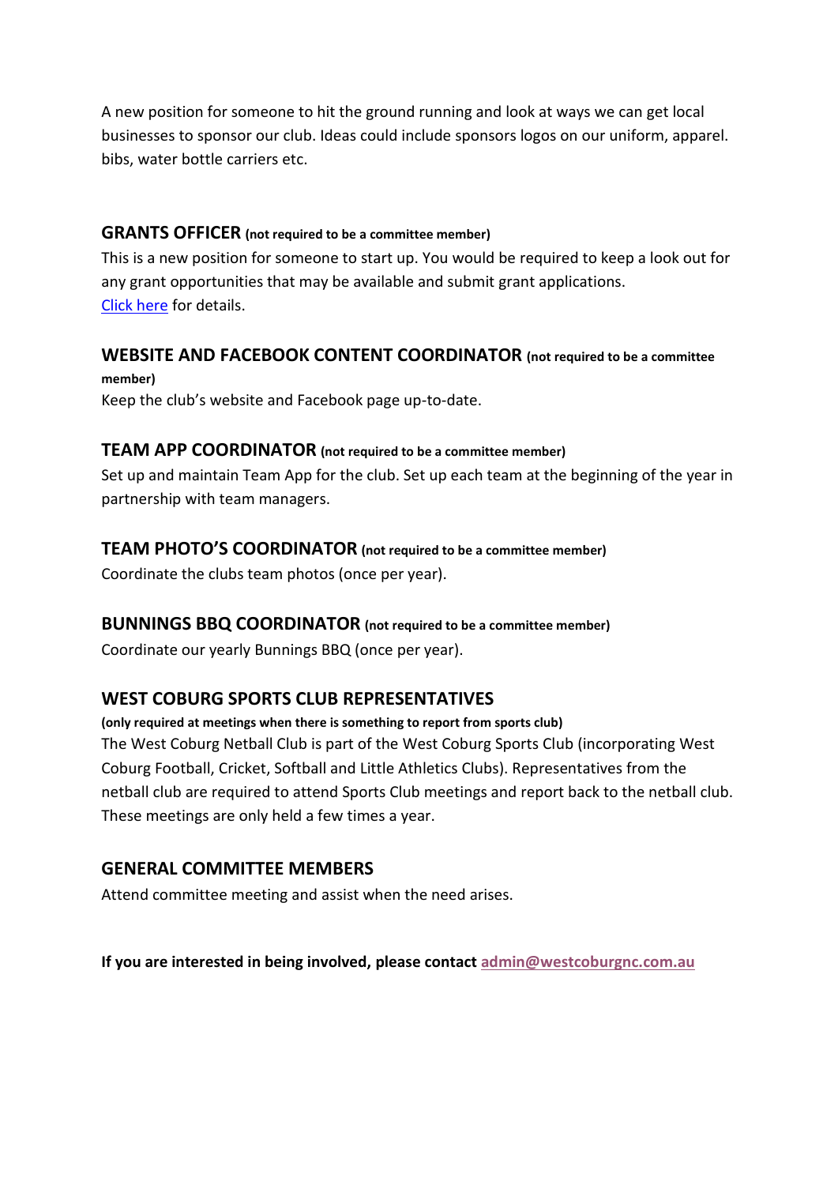A new position for someone to hit the ground running and look at ways we can get local businesses to sponsor our club. Ideas could include sponsors logos on our uniform, apparel. bibs, water bottle carriers etc.

## GRANTS OFFICER **(not required to be a committee member)**

This is a new position for someone to start up. You would be required to keep a look out for any grant opportunities that may be available and submit grant applications.
Click here for details.

## WEBSITE AND FACEBOOK CONTENT COORDINATOR **(not required to be a committee member)**

Keep the club's website and Facebook page up-to-date.

## TEAM APP COORDINATOR **(not required to be a committee member)**

Set up and maintain Team App for the club. Set up each team at the beginning of the year in partnership with team managers.

## TEAM PHOTO'S COORDINATOR **(not required to be a committee member)**

Coordinate the clubs team photos (once per year).

## BUNNINGS BBQ COORDINATOR **(not required to be a committee member)**

Coordinate our yearly Bunnings BBQ (once per year).

## WEST COBURG SPORTS CLUB REPRESENTATIVES

**(only required at meetings when there is something to report from sports club)**

The West Coburg Netball Club is part of the West Coburg Sports Club (incorporating West Coburg Football, Cricket, Softball and Little Athletics Clubs). Representatives from the netball club are required to attend Sports Club meetings and report back to the netball club. These meetings are only held a few times a year.

## GENERAL COMMITTEE MEMBERS

Attend committee meeting and assist when the need arises.

**If you are interested in being involved, please contact admin@westcoburgnc.com.au**